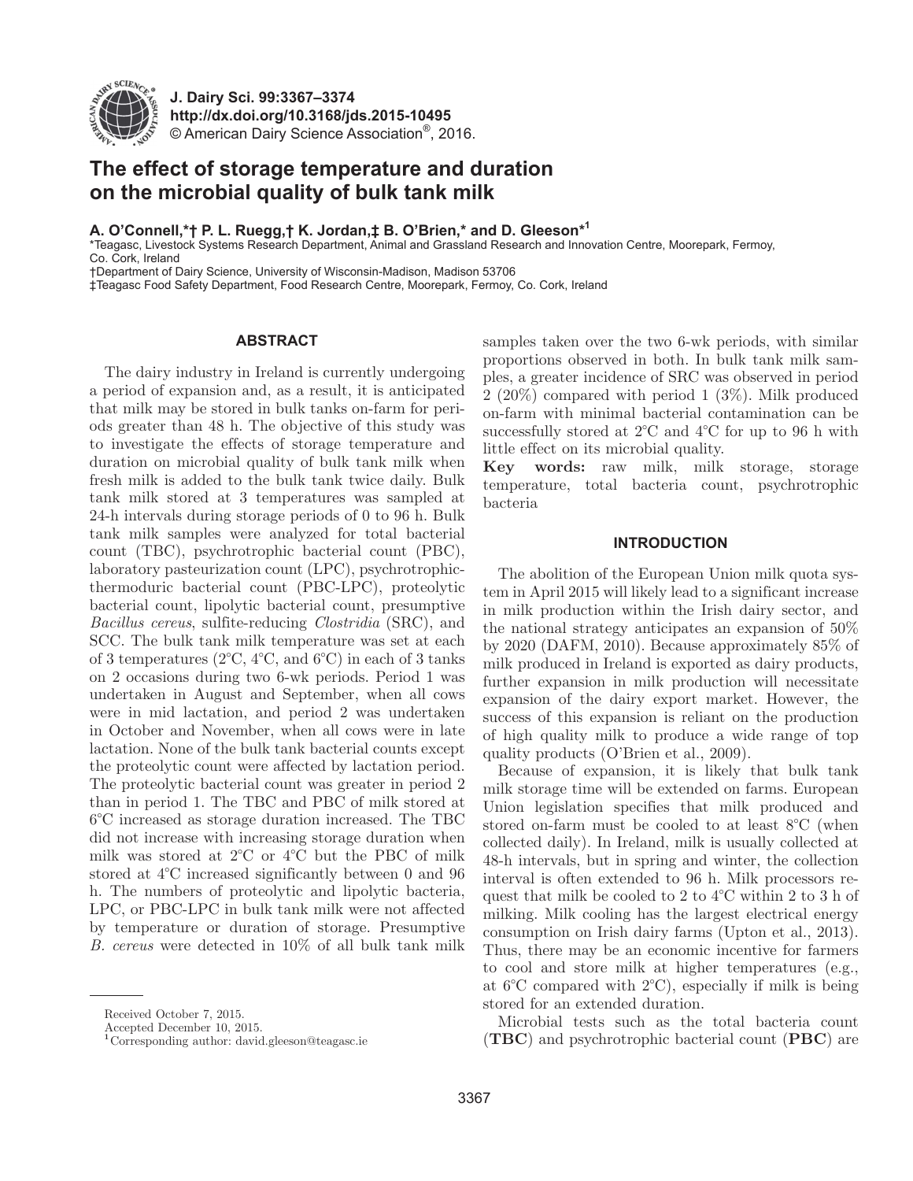J. Dairy Sci. 99:3367–3374
http://dx.doi.org/10.3168/jds.2015-10495
© American Dairy Science Association®, 2016.

# The effect of storage temperature and duration on the microbial quality of bulk tank milk

**A. O'Connell,*† P. L. Ruegg,† K. Jordan,‡ B. O'Brien,* and D. Gleeson*[1]**

*Teagasc, Livestock Systems Research Department, Animal and Grassland Research and Innovation Centre, Moorepark, Fermoy, Co. Cork, Ireland
†Department of Dairy Science, University of Wisconsin-Madison, Madison 53706
‡Teagasc Food Safety Department, Food Research Centre, Moorepark, Fermoy, Co. Cork, Ireland

## ABSTRACT

The dairy industry in Ireland is currently undergoing a period of expansion and, as a result, it is anticipated that milk may be stored in bulk tanks on-farm for periods greater than 48 h. The objective of this study was to investigate the effects of storage temperature and duration on microbial quality of bulk tank milk when fresh milk is added to the bulk tank twice daily. Bulk tank milk stored at 3 temperatures was sampled at 24-h intervals during storage periods of 0 to 96 h. Bulk tank milk samples were analyzed for total bacterial count (TBC), psychrotrophic bacterial count (PBC), laboratory pasteurization count (LPC), psychrotrophic-thermoduric bacterial count (PBC-LPC), proteolytic bacterial count, lipolytic bacterial count, presumptive *Bacillus cereus*, sulfite-reducing *Clostridia* (SRC), and SCC. The bulk tank milk temperature was set at each of 3 temperatures (2°C, 4°C, and 6°C) in each of 3 tanks on 2 occasions during two 6-wk periods. Period 1 was undertaken in August and September, when all cows were in mid lactation, and period 2 was undertaken in October and November, when all cows were in late lactation. None of the bulk tank bacterial counts except the proteolytic count were affected by lactation period. The proteolytic bacterial count was greater in period 2 than in period 1. The TBC and PBC of milk stored at 6°C increased as storage duration increased. The TBC did not increase with increasing storage duration when milk was stored at 2°C or 4°C but the PBC of milk stored at 4°C increased significantly between 0 and 96 h. The numbers of proteolytic and lipolytic bacteria, LPC, or PBC-LPC in bulk tank milk were not affected by temperature or duration of storage. Presumptive *B. cereus* were detected in 10% of all bulk tank milk samples taken over the two 6-wk periods, with similar proportions observed in both. In bulk tank milk samples, a greater incidence of SRC was observed in period 2 (20%) compared with period 1 (3%). Milk produced on-farm with minimal bacterial contamination can be successfully stored at 2°C and 4°C for up to 96 h with little effect on its microbial quality.

**Key words:** raw milk, milk storage, storage temperature, total bacteria count, psychrotrophic bacteria

## INTRODUCTION

The abolition of the European Union milk quota system in April 2015 will likely lead to a significant increase in milk production within the Irish dairy sector, and the national strategy anticipates an expansion of 50% by 2020 (DAFM, 2010). Because approximately 85% of milk produced in Ireland is exported as dairy products, further expansion in milk production will necessitate expansion of the dairy export market. However, the success of this expansion is reliant on the production of high quality milk to produce a wide range of top quality products (O'Brien et al., 2009).

Because of expansion, it is likely that bulk tank milk storage time will be extended on farms. European Union legislation specifies that milk produced and stored on-farm must be cooled to at least 8°C (when collected daily). In Ireland, milk is usually collected at 48-h intervals, but in spring and winter, the collection interval is often extended to 96 h. Milk processors request that milk be cooled to 2 to 4°C within 2 to 3 h of milking. Milk cooling has the largest electrical energy consumption on Irish dairy farms (Upton et al., 2013). Thus, there may be an economic incentive for farmers to cool and store milk at higher temperatures (e.g., at 6°C compared with 2°C), especially if milk is being stored for an extended duration.

Microbial tests such as the total bacteria count (**TBC**) and psychrotrophic bacterial count (**PBC**) are

---

Received October 7, 2015.
Accepted December 10, 2015.
[1]Corresponding author: david.gleeson@teagasc.ie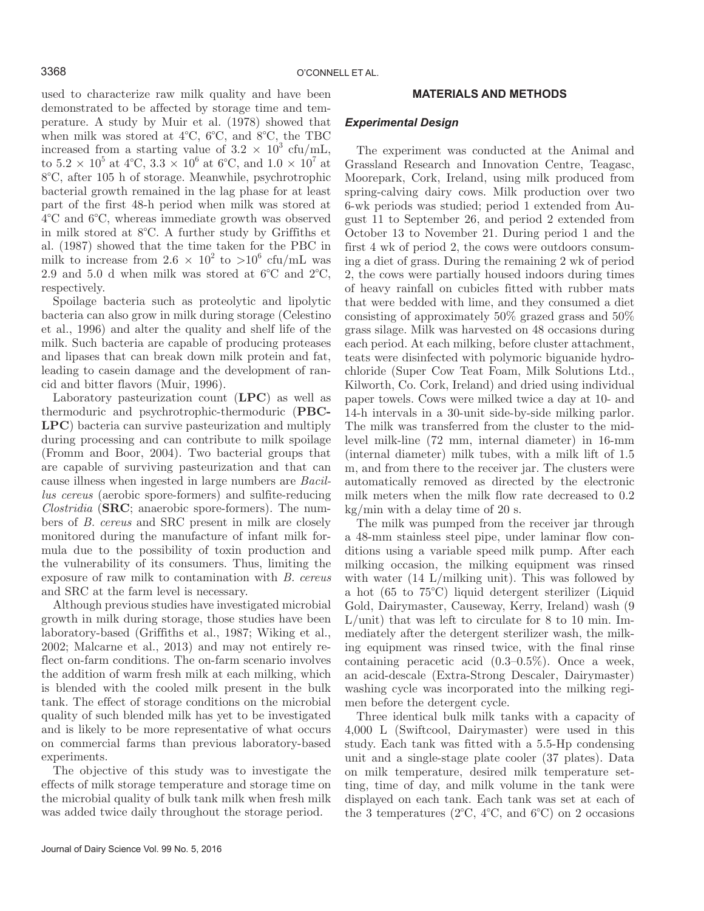used to characterize raw milk quality and have been demonstrated to be affected by storage time and temperature. A study by Muir et al. (1978) showed that when milk was stored at 4°C, 6°C, and 8°C, the TBC increased from a starting value of $3.2 \times 10^3$ cfu/mL, to $5.2 \times 10^5$ at 4°C, $3.3 \times 10^6$ at 6°C, and $1.0 \times 10^7$ at 8°C, after 105 h of storage. Meanwhile, psychrotrophic bacterial growth remained in the lag phase for at least part of the first 48-h period when milk was stored at 4°C and 6°C, whereas immediate growth was observed in milk stored at 8°C. A further study by Griffiths et al. (1987) showed that the time taken for the PBC in milk to increase from $2.6 \times 10^2$ to $>10^6$ cfu/mL was 2.9 and 5.0 d when milk was stored at 6°C and 2°C, respectively.

Spoilage bacteria such as proteolytic and lipolytic bacteria can also grow in milk during storage (Celestino et al., 1996) and alter the quality and shelf life of the milk. Such bacteria are capable of producing proteases and lipases that can break down milk protein and fat, leading to casein damage and the development of rancid and bitter flavors (Muir, 1996).

Laboratory pasteurization count (**LPC**) as well as thermoduric and psychrotrophic-thermoduric (**PBC-LPC**) bacteria can survive pasteurization and multiply during processing and can contribute to milk spoilage (Fromm and Boor, 2004). Two bacterial groups that are capable of surviving pasteurization and that can cause illness when ingested in large numbers are *Bacillus cereus* (aerobic spore-formers) and sulfite-reducing *Clostridia* (**SRC**; anaerobic spore-formers). The numbers of *B. cereus* and SRC present in milk are closely monitored during the manufacture of infant milk formula due to the possibility of toxin production and the vulnerability of its consumers. Thus, limiting the exposure of raw milk to contamination with *B. cereus* and SRC at the farm level is necessary.

Although previous studies have investigated microbial growth in milk during storage, those studies have been laboratory-based (Griffiths et al., 1987; Wiking et al., 2002; Malcarne et al., 2013) and may not entirely reflect on-farm conditions. The on-farm scenario involves the addition of warm fresh milk at each milking, which is blended with the cooled milk present in the bulk tank. The effect of storage conditions on the microbial quality of such blended milk has yet to be investigated and is likely to be more representative of what occurs on commercial farms than previous laboratory-based experiments.

The objective of this study was to investigate the effects of milk storage temperature and storage time on the microbial quality of bulk tank milk when fresh milk was added twice daily throughout the storage period.

## MATERIALS AND METHODS

### *Experimental Design*

The experiment was conducted at the Animal and Grassland Research and Innovation Centre, Teagasc, Moorepark, Cork, Ireland, using milk produced from spring-calving dairy cows. Milk production over two 6-wk periods was studied; period 1 extended from August 11 to September 26, and period 2 extended from October 13 to November 21. During period 1 and the first 4 wk of period 2, the cows were outdoors consuming a diet of grass. During the remaining 2 wk of period 2, the cows were partially housed indoors during times of heavy rainfall on cubicles fitted with rubber mats that were bedded with lime, and they consumed a diet consisting of approximately 50% grazed grass and 50% grass silage. Milk was harvested on 48 occasions during each period. At each milking, before cluster attachment, teats were disinfected with polymoric biguanide hydrochloride (Super Cow Teat Foam, Milk Solutions Ltd., Kilworth, Co. Cork, Ireland) and dried using individual paper towels. Cows were milked twice a day at 10- and 14-h intervals in a 30-unit side-by-side milking parlor. The milk was transferred from the cluster to the mid-level milk-line (72 mm, internal diameter) in 16-mm (internal diameter) milk tubes, with a milk lift of 1.5 m, and from there to the receiver jar. The clusters were automatically removed as directed by the electronic milk meters when the milk flow rate decreased to 0.2 kg/min with a delay time of 20 s.

The milk was pumped from the receiver jar through a 48-mm stainless steel pipe, under laminar flow conditions using a variable speed milk pump. After each milking occasion, the milking equipment was rinsed with water (14 L/milking unit). This was followed by a hot (65 to 75°C) liquid detergent sterilizer (Liquid Gold, Dairymaster, Causeway, Kerry, Ireland) wash (9 L/unit) that was left to circulate for 8 to 10 min. Immediately after the detergent sterilizer wash, the milking equipment was rinsed twice, with the final rinse containing peracetic acid (0.3–0.5%). Once a week, an acid-descale (Extra-Strong Descaler, Dairymaster) washing cycle was incorporated into the milking regimen before the detergent cycle.

Three identical bulk milk tanks with a capacity of 4,000 L (Swiftcool, Dairymaster) were used in this study. Each tank was fitted with a 5.5-Hp condensing unit and a single-stage plate cooler (37 plates). Data on milk temperature, desired milk temperature setting, time of day, and milk volume in the tank were displayed on each tank. Each tank was set at each of the 3 temperatures (2°C, 4°C, and 6°C) on 2 occasions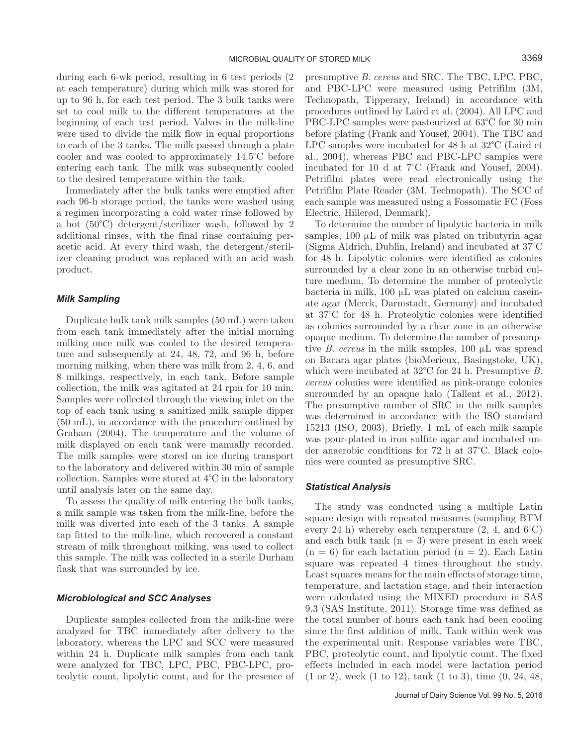during each 6-wk period, resulting in 6 test periods (2 at each temperature) during which milk was stored for up to 96 h, for each test period. The 3 bulk tanks were set to cool milk to the different temperatures at the beginning of each test period. Valves in the milk-line were used to divide the milk flow in equal proportions to each of the 3 tanks. The milk passed through a plate cooler and was cooled to approximately 14.5°C before entering each tank. The milk was subsequently cooled to the desired temperature within the tank.

Immediately after the bulk tanks were emptied after each 96-h storage period, the tanks were washed using a regimen incorporating a cold water rinse followed by a hot (50°C) detergent/sterilizer wash, followed by 2 additional rinses, with the final rinse containing peracetic acid. At every third wash, the detergent/sterilizer cleaning product was replaced with an acid wash product.

### *Milk Sampling*

Duplicate bulk tank milk samples (50 mL) were taken from each tank immediately after the initial morning milking once milk was cooled to the desired temperature and subsequently at 24, 48, 72, and 96 h, before morning milking, when there was milk from 2, 4, 6, and 8 milkings, respectively, in each tank. Before sample collection, the milk was agitated at 24 rpm for 10 min. Samples were collected through the viewing inlet on the top of each tank using a sanitized milk sample dipper (50 mL), in accordance with the procedure outlined by Graham (2004). The temperature and the volume of milk displayed on each tank were manually recorded. The milk samples were stored on ice during transport to the laboratory and delivered within 30 min of sample collection. Samples were stored at 4°C in the laboratory until analysis later on the same day.

To assess the quality of milk entering the bulk tanks, a milk sample was taken from the milk-line, before the milk was diverted into each of the 3 tanks. A sample tap fitted to the milk-line, which recovered a constant stream of milk throughout milking, was used to collect this sample. The milk was collected in a sterile Durham flask that was surrounded by ice.

### *Microbiological and SCC Analyses*

Duplicate samples collected from the milk-line were analyzed for TBC immediately after delivery to the laboratory, whereas the LPC and SCC were measured within 24 h. Duplicate milk samples from each tank were analyzed for TBC, LPC, PBC, PBC-LPC, proteolytic count, lipolytic count, and for the presence of presumptive *B. cereus* and SRC. The TBC, LPC, PBC, and PBC-LPC were measured using Petrifilm (3M, Technopath, Tipperary, Ireland) in accordance with procedures outlined by Laird et al. (2004). All LPC and PBC-LPC samples were pasteurized at 63°C for 30 min before plating (Frank and Yousef, 2004). The TBC and LPC samples were incubated for 48 h at 32°C (Laird et al., 2004), whereas PBC and PBC-LPC samples were incubated for 10 d at 7°C (Frank and Yousef, 2004). Petrifilm plates were read electronically using the Petrifilm Plate Reader (3M, Technopath). The SCC of each sample was measured using a Fossomatic FC (Foss Electric, Hillerød, Denmark).

To determine the number of lipolytic bacteria in milk samples, 100 μL of milk was plated on tributyrin agar (Sigma Aldrich, Dublin, Ireland) and incubated at 37°C for 48 h. Lipolytic colonies were identified as colonies surrounded by a clear zone in an otherwise turbid culture medium. To determine the number of proteolytic bacteria in milk, 100 μL was plated on calcium caseinate agar (Merck, Darmstadt, Germany) and incubated at 37°C for 48 h. Proteolytic colonies were identified as colonies surrounded by a clear zone in an otherwise opaque medium. To determine the number of presumptive *B. cereus* in the milk samples, 100 μL was spread on Bacara agar plates (bioMerieux, Basingstoke, UK), which were incubated at 32°C for 24 h. Presumptive *B. cereus* colonies were identified as pink-orange colonies surrounded by an opaque halo (Tallent et al., 2012). The presumptive number of SRC in the milk samples was determined in accordance with the ISO standard 15213 (ISO, 2003). Briefly, 1 mL of each milk sample was pour-plated in iron sulfite agar and incubated under anaerobic conditions for 72 h at 37°C. Black colonies were counted as presumptive SRC.

### *Statistical Analysis*

The study was conducted using a multiple Latin square design with repeated measures (sampling BTM every 24 h) whereby each temperature (2, 4, and 6°C) and each bulk tank ($n = 3$) were present in each week ($n = 6$) for each lactation period ($n = 2$). Each Latin square was repeated 4 times throughout the study. Least squares means for the main effects of storage time, temperature, and lactation stage, and their interaction were calculated using the MIXED procedure in SAS 9.3 (SAS Institute, 2011). Storage time was defined as the total number of hours each tank had been cooling since the first addition of milk. Tank within week was the experimental unit. Response variables were TBC, PBC, proteolytic count, and lipolytic count. The fixed effects included in each model were lactation period (1 or 2), week (1 to 12), tank (1 to 3), time (0, 24, 48,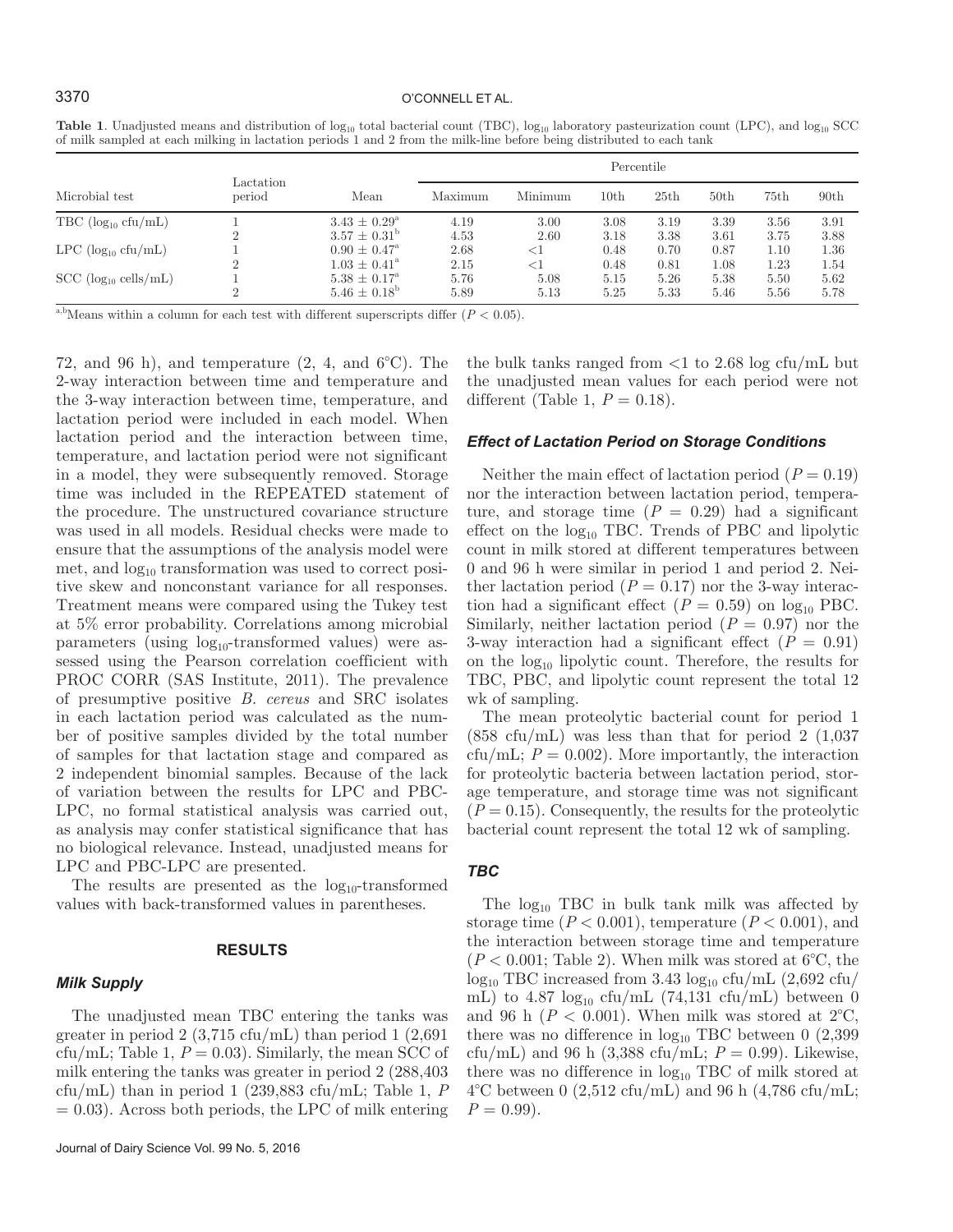**Table 1**. Unadjusted means and distribution of $\log_{10}$ total bacterial count (TBC), $\log_{10}$ laboratory pasteurization count (LPC), and $\log_{10}$ SCC of milk sampled at each milking in lactation periods 1 and 2 from the milk-line before being distributed to each tank

| Microbial test | Lactation period | Mean | Percentile | | | | | | |
|---|---|---|---|---|---|---|---|---|---|
| | | | Maximum | Minimum | 10th | 25th | 50th | 75th | 90th |
| TBC ($\log_{10}$ cfu/mL) | 1 | $3.43 \pm 0.29^{a}$ | 4.19 | 3.00 | 3.08 | 3.19 | 3.39 | 3.56 | 3.91 |
| | 2 | $3.57 \pm 0.31^{b}$ | 4.53 | 2.60 | 3.18 | 3.38 | 3.61 | 3.75 | 3.88 |
| LPC ($\log_{10}$ cfu/mL) | 1 | $0.90 \pm 0.47^{a}$ | 2.68 | <1 | 0.48 | 0.70 | 0.87 | 1.10 | 1.36 |
| | 2 | $1.03 \pm 0.41^{a}$ | 2.15 | <1 | 0.48 | 0.81 | 1.08 | 1.23 | 1.54 |
| SCC ($\log_{10}$ cells/mL) | 1 | $5.38 \pm 0.17^{a}$ | 5.76 | 5.08 | 5.15 | 5.26 | 5.38 | 5.50 | 5.62 |
| | 2 | $5.46 \pm 0.18^{b}$ | 5.89 | 5.13 | 5.25 | 5.33 | 5.46 | 5.56 | 5.78 |

[a,b]Means within a column for each test with different superscripts differ ($P < 0.05$).

72, and 96 h), and temperature (2, 4, and 6°C). The 2-way interaction between time and temperature and the 3-way interaction between time, temperature, and lactation period were included in each model. When lactation period and the interaction between time, temperature, and lactation period were not significant in a model, they were subsequently removed. Storage time was included in the REPEATED statement of the procedure. The unstructured covariance structure was used in all models. Residual checks were made to ensure that the assumptions of the analysis model were met, and $\log_{10}$ transformation was used to correct positive skew and nonconstant variance for all responses. Treatment means were compared using the Tukey test at 5% error probability. Correlations among microbial parameters (using $\log_{10}$-transformed values) were assessed using the Pearson correlation coefficient with PROC CORR (SAS Institute, 2011). The prevalence of presumptive positive *B. cereus* and SRC isolates in each lactation period was calculated as the number of positive samples divided by the total number of samples for that lactation stage and compared as 2 independent binomial samples. Because of the lack of variation between the results for LPC and PBC-LPC, no formal statistical analysis was carried out, as analysis may confer statistical significance that has no biological relevance. Instead, unadjusted means for LPC and PBC-LPC are presented.

The results are presented as the $\log_{10}$-transformed values with back-transformed values in parentheses.

## RESULTS

### Milk Supply

The unadjusted mean TBC entering the tanks was greater in period 2 (3,715 cfu/mL) than period 1 (2,691 cfu/mL; Table 1, $P = 0.03$). Similarly, the mean SCC of milk entering the tanks was greater in period 2 (288,403 cfu/mL) than in period 1 (239,883 cfu/mL; Table 1, $P = 0.03$). Across both periods, the LPC of milk entering the bulk tanks ranged from <1 to 2.68 log cfu/mL but the unadjusted mean values for each period were not different (Table 1, $P = 0.18$).

### Effect of Lactation Period on Storage Conditions

Neither the main effect of lactation period ($P = 0.19$) nor the interaction between lactation period, temperature, and storage time ($P = 0.29$) had a significant effect on the $\log_{10}$ TBC. Trends of PBC and lipolytic count in milk stored at different temperatures between 0 and 96 h were similar in period 1 and period 2. Neither lactation period ($P = 0.17$) nor the 3-way interaction had a significant effect ($P = 0.59$) on $\log_{10}$ PBC. Similarly, neither lactation period ($P = 0.97$) nor the 3-way interaction had a significant effect ($P = 0.91$) on the $\log_{10}$ lipolytic count. Therefore, the results for TBC, PBC, and lipolytic count represent the total 12 wk of sampling.

The mean proteolytic bacterial count for period 1 (858 cfu/mL) was less than that for period 2 (1,037 cfu/mL; $P = 0.002$). More importantly, the interaction for proteolytic bacteria between lactation period, storage temperature, and storage time was not significant ($P = 0.15$). Consequently, the results for the proteolytic bacterial count represent the total 12 wk of sampling.

### TBC

The $\log_{10}$ TBC in bulk tank milk was affected by storage time ($P < 0.001$), temperature ($P < 0.001$), and the interaction between storage time and temperature ($P < 0.001$; Table 2). When milk was stored at 6°C, the $\log_{10}$ TBC increased from 3.43 $\log_{10}$ cfu/mL (2,692 cfu/mL) to 4.87 $\log_{10}$ cfu/mL (74,131 cfu/mL) between 0 and 96 h ($P < 0.001$). When milk was stored at 2°C, there was no difference in $\log_{10}$ TBC between 0 (2,399 cfu/mL) and 96 h (3,388 cfu/mL; $P = 0.99$). Likewise, there was no difference in $\log_{10}$ TBC of milk stored at 4°C between 0 (2,512 cfu/mL) and 96 h (4,786 cfu/mL; $P = 0.99$).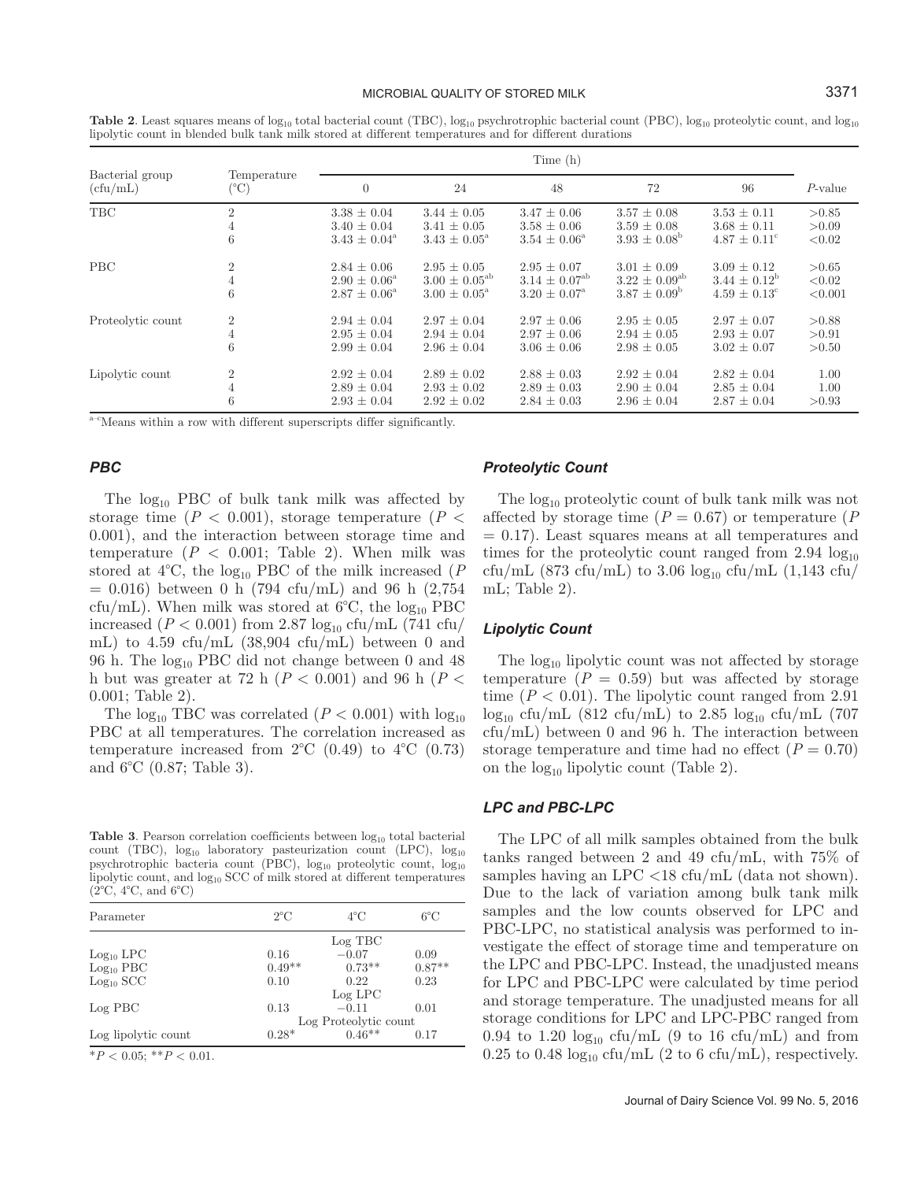**Table 2**. Least squares means of $\log_{10}$ total bacterial count (TBC), $\log_{10}$ psychrotrophic bacterial count (PBC), $\log_{10}$ proteolytic count, and $\log_{10}$ lipolytic count in blended bulk tank milk stored at different temperatures and for different durations

| Bacterial group (cfu/mL) | Temperature (°C) | Time (h) | | | | | *P*-value |
|---|---|---|---|---|---|---|---|
| | | 0 | 24 | 48 | 72 | 96 | |
| TBC | 2 | 3.38 ± 0.04 | 3.44 ± 0.05 | 3.47 ± 0.06 | 3.57 ± 0.08 | 3.53 ± 0.11 | >0.85 |
| | 4 | 3.40 ± 0.04 | 3.41 ± 0.05 | 3.58 ± 0.06 | 3.59 ± 0.08 | 3.68 ± 0.11 | >0.09 |
| | 6 | 3.43 ± 0.04[a] | 3.43 ± 0.05[a] | 3.54 ± 0.06[a] | 3.93 ± 0.08[b] | 4.87 ± 0.11[c] | <0.02 |
| PBC | 2 | 2.84 ± 0.06 | 2.95 ± 0.05 | 2.95 ± 0.07 | 3.01 ± 0.09 | 3.09 ± 0.12 | >0.65 |
| | 4 | 2.90 ± 0.06[a] | 3.00 ± 0.05[ab] | 3.14 ± 0.07[ab] | 3.22 ± 0.09[ab] | 3.44 ± 0.12[b] | <0.02 |
| | 6 | 2.87 ± 0.06[a] | 3.00 ± 0.05[a] | 3.20 ± 0.07[a] | 3.87 ± 0.09[b] | 4.59 ± 0.13[c] | <0.001 |
| Proteolytic count | 2 | 2.94 ± 0.04 | 2.97 ± 0.04 | 2.97 ± 0.06 | 2.95 ± 0.05 | 2.97 ± 0.07 | >0.88 |
| | 4 | 2.95 ± 0.04 | 2.94 ± 0.04 | 2.97 ± 0.06 | 2.94 ± 0.05 | 2.93 ± 0.07 | >0.91 |
| | 6 | 2.99 ± 0.04 | 2.96 ± 0.04 | 3.06 ± 0.06 | 2.98 ± 0.05 | 3.02 ± 0.07 | >0.50 |
| Lipolytic count | 2 | 2.92 ± 0.04 | 2.89 ± 0.02 | 2.88 ± 0.03 | 2.92 ± 0.04 | 2.82 ± 0.04 | 1.00 |
| | 4 | 2.89 ± 0.04 | 2.93 ± 0.02 | 2.89 ± 0.03 | 2.90 ± 0.04 | 2.85 ± 0.04 | 1.00 |
| | 6 | 2.93 ± 0.04 | 2.92 ± 0.02 | 2.84 ± 0.03 | 2.96 ± 0.04 | 2.87 ± 0.04 | >0.93 |

[a–c]Means within a row with different superscripts differ significantly.

### *PBC*

The $\log_{10}$ PBC of bulk tank milk was affected by storage time ($P < 0.001$), storage temperature ($P < 0.001$), and the interaction between storage time and temperature ($P < 0.001$; Table 2). When milk was stored at 4°C, the $\log_{10}$ PBC of the milk increased ($P = 0.016$) between 0 h (794 cfu/mL) and 96 h (2,754 cfu/mL). When milk was stored at 6°C, the $\log_{10}$ PBC increased ($P < 0.001$) from 2.87 $\log_{10}$ cfu/mL (741 cfu/mL) to 4.59 cfu/mL (38,904 cfu/mL) between 0 and 96 h. The $\log_{10}$ PBC did not change between 0 and 48 h but was greater at 72 h ($P < 0.001$) and 96 h ($P < 0.001$; Table 2).

The $\log_{10}$ TBC was correlated ($P < 0.001$) with $\log_{10}$ PBC at all temperatures. The correlation increased as temperature increased from 2°C (0.49) to 4°C (0.73) and 6°C (0.87; Table 3).

**Table 3**. Pearson correlation coefficients between $\log_{10}$ total bacterial count (TBC), $\log_{10}$ laboratory pasteurization count (LPC), $\log_{10}$ psychrotrophic bacteria count (PBC), $\log_{10}$ proteolytic count, $\log_{10}$ lipolytic count, and $\log_{10}$ SCC of milk stored at different temperatures (2°C, 4°C, and 6°C)

| Parameter | 2°C | 4°C | 6°C |
|---|---|---|---|
| | | Log TBC | |
| $\text{Log}_{10}$ LPC | 0.16 | −0.07 | 0.09 |
| $\text{Log}_{10}$ PBC | 0.49** | 0.73** | 0.87** |
| $\text{Log}_{10}$ SCC | 0.10 | 0.22 | 0.23 |
| | | Log LPC | |
| Log PBC | 0.13 | −0.11 | 0.01 |
| | | Log Proteolytic count | |
| Log lipolytic count | 0.28* | 0.46** | 0.17 |

*$P < 0.05$; **$P < 0.01$.

### *Proteolytic Count*

The $\log_{10}$ proteolytic count of bulk tank milk was not affected by storage time ($P = 0.67$) or temperature ($P = 0.17$). Least squares means at all temperatures and times for the proteolytic count ranged from 2.94 $\log_{10}$ cfu/mL (873 cfu/mL) to 3.06 $\log_{10}$ cfu/mL (1,143 cfu/mL; Table 2).

### *Lipolytic Count*

The $\log_{10}$ lipolytic count was not affected by storage temperature ($P = 0.59$) but was affected by storage time ($P < 0.01$). The lipolytic count ranged from 2.91 $\log_{10}$ cfu/mL (812 cfu/mL) to 2.85 $\log_{10}$ cfu/mL (707 cfu/mL) between 0 and 96 h. The interaction between storage temperature and time had no effect ($P = 0.70$) on the $\log_{10}$ lipolytic count (Table 2).

### *LPC and PBC-LPC*

The LPC of all milk samples obtained from the bulk tanks ranged between 2 and 49 cfu/mL, with 75% of samples having an LPC <18 cfu/mL (data not shown). Due to the lack of variation among bulk tank milk samples and the low counts observed for LPC and PBC-LPC, no statistical analysis was performed to investigate the effect of storage time and temperature on the LPC and PBC-LPC. Instead, the unadjusted means for LPC and PBC-LPC were calculated by time period and storage temperature. The unadjusted means for all storage conditions for LPC and LPC-PBC ranged from 0.94 to 1.20 $\log_{10}$ cfu/mL (9 to 16 cfu/mL) and from 0.25 to 0.48 $\log_{10}$ cfu/mL (2 to 6 cfu/mL), respectively.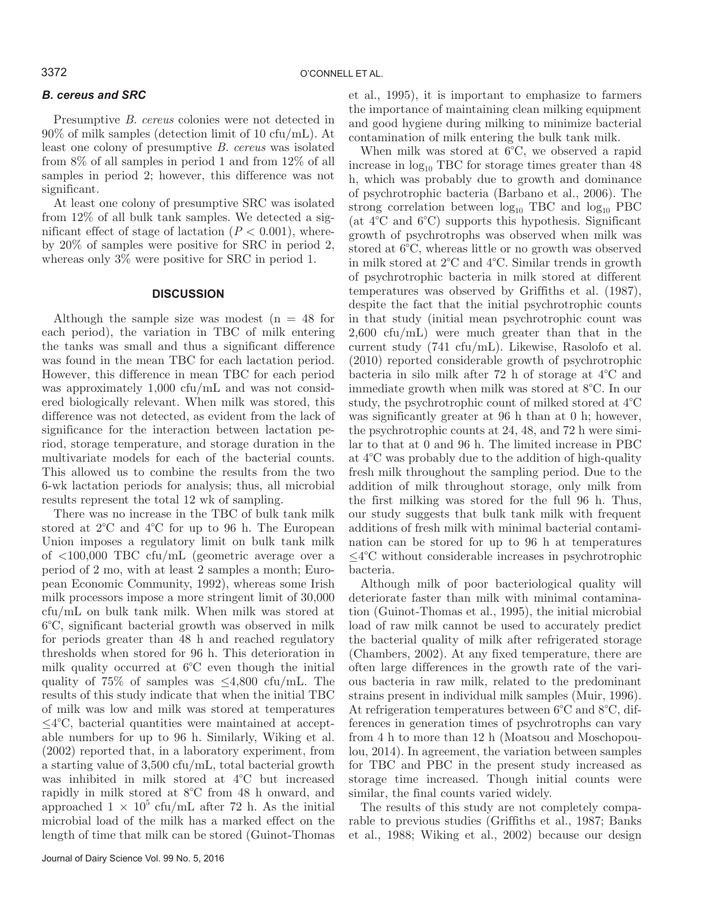### *B. cereus* and SRC

Presumptive *B. cereus* colonies were not detected in 90% of milk samples (detection limit of 10 cfu/mL). At least one colony of presumptive *B. cereus* was isolated from 8% of all samples in period 1 and from 12% of all samples in period 2; however, this difference was not significant.

At least one colony of presumptive SRC was isolated from 12% of all bulk tank samples. We detected a significant effect of stage of lactation ($P < 0.001$), whereby 20% of samples were positive for SRC in period 2, whereas only 3% were positive for SRC in period 1.

## DISCUSSION

Although the sample size was modest (n = 48 for each period), the variation in TBC of milk entering the tanks was small and thus a significant difference was found in the mean TBC for each lactation period. However, this difference in mean TBC for each period was approximately 1,000 cfu/mL and was not considered biologically relevant. When milk was stored, this difference was not detected, as evident from the lack of significance for the interaction between lactation period, storage temperature, and storage duration in the multivariate models for each of the bacterial counts. This allowed us to combine the results from the two 6-wk lactation periods for analysis; thus, all microbial results represent the total 12 wk of sampling.

There was no increase in the TBC of bulk tank milk stored at 2°C and 4°C for up to 96 h. The European Union imposes a regulatory limit on bulk tank milk of <100,000 TBC cfu/mL (geometric average over a period of 2 mo, with at least 2 samples a month; European Economic Community, 1992), whereas some Irish milk processors impose a more stringent limit of 30,000 cfu/mL on bulk tank milk. When milk was stored at 6°C, significant bacterial growth was observed in milk for periods greater than 48 h and reached regulatory thresholds when stored for 96 h. This deterioration in milk quality occurred at 6°C even though the initial quality of 75% of samples was ≤4,800 cfu/mL. The results of this study indicate that when the initial TBC of milk was low and milk was stored at temperatures ≤4°C, bacterial quantities were maintained at acceptable numbers for up to 96 h. Similarly, Wiking et al. (2002) reported that, in a laboratory experiment, from a starting value of 3,500 cfu/mL, total bacterial growth was inhibited in milk stored at 4°C but increased rapidly in milk stored at 8°C from 48 h onward, and approached $1 \times 10^5$ cfu/mL after 72 h. As the initial microbial load of the milk has a marked effect on the length of time that milk can be stored (Guinot-Thomas et al., 1995), it is important to emphasize to farmers the importance of maintaining clean milking equipment and good hygiene during milking to minimize bacterial contamination of milk entering the bulk tank milk.

When milk was stored at 6°C, we observed a rapid increase in $\log_{10}$ TBC for storage times greater than 48 h, which was probably due to growth and dominance of psychrotrophic bacteria (Barbano et al., 2006). The strong correlation between $\log_{10}$ TBC and $\log_{10}$ PBC (at 4°C and 6°C) supports this hypothesis. Significant growth of psychrotrophs was observed when milk was stored at 6°C, whereas little or no growth was observed in milk stored at 2°C and 4°C. Similar trends in growth of psychrotrophic bacteria in milk stored at different temperatures was observed by Griffiths et al. (1987), despite the fact that the initial psychrotrophic counts in that study (initial mean psychrotrophic count was 2,600 cfu/mL) were much greater than that in the current study (741 cfu/mL). Likewise, Rasolofo et al. (2010) reported considerable growth of psychrotrophic bacteria in silo milk after 72 h of storage at 4°C and immediate growth when milk was stored at 8°C. In our study, the psychrotrophic count of milked stored at 4°C was significantly greater at 96 h than at 0 h; however, the psychrotrophic counts at 24, 48, and 72 h were similar to that at 0 and 96 h. The limited increase in PBC at 4°C was probably due to the addition of high-quality fresh milk throughout the sampling period. Due to the addition of milk throughout storage, only milk from the first milking was stored for the full 96 h. Thus, our study suggests that bulk tank milk with frequent additions of fresh milk with minimal bacterial contamination can be stored for up to 96 h at temperatures ≤4°C without considerable increases in psychrotrophic bacteria.

Although milk of poor bacteriological quality will deteriorate faster than milk with minimal contamination (Guinot-Thomas et al., 1995), the initial microbial load of raw milk cannot be used to accurately predict the bacterial quality of milk after refrigerated storage (Chambers, 2002). At any fixed temperature, there are often large differences in the growth rate of the various bacteria in raw milk, related to the predominant strains present in individual milk samples (Muir, 1996). At refrigeration temperatures between 6°C and 8°C, differences in generation times of psychrotrophs can vary from 4 h to more than 12 h (Moatsou and Moschopoulou, 2014). In agreement, the variation between samples for TBC and PBC in the present study increased as storage time increased. Though initial counts were similar, the final counts varied widely.

The results of this study are not completely comparable to previous studies (Griffiths et al., 1987; Banks et al., 1988; Wiking et al., 2002) because our design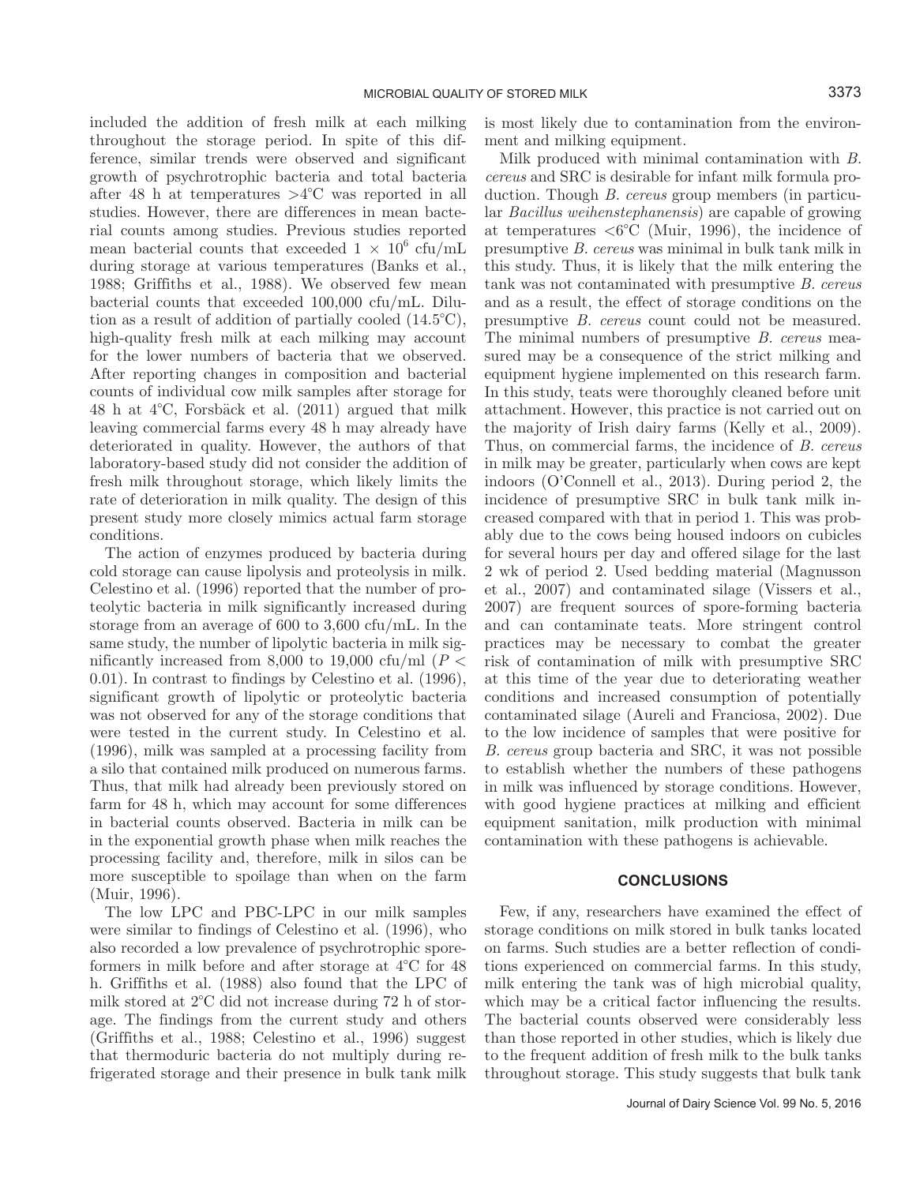included the addition of fresh milk at each milking throughout the storage period. In spite of this difference, similar trends were observed and significant growth of psychrotrophic bacteria and total bacteria after 48 h at temperatures >4°C was reported in all studies. However, there are differences in mean bacterial counts among studies. Previous studies reported mean bacterial counts that exceeded $1 \times 10^6$ cfu/mL during storage at various temperatures (Banks et al., 1988; Griffiths et al., 1988). We observed few mean bacterial counts that exceeded 100,000 cfu/mL. Dilution as a result of addition of partially cooled (14.5°C), high-quality fresh milk at each milking may account for the lower numbers of bacteria that we observed. After reporting changes in composition and bacterial counts of individual cow milk samples after storage for 48 h at 4°C, Forsbäck et al. (2011) argued that milk leaving commercial farms every 48 h may already have deteriorated in quality. However, the authors of that laboratory-based study did not consider the addition of fresh milk throughout storage, which likely limits the rate of deterioration in milk quality. The design of this present study more closely mimics actual farm storage conditions.

The action of enzymes produced by bacteria during cold storage can cause lipolysis and proteolysis in milk. Celestino et al. (1996) reported that the number of proteolytic bacteria in milk significantly increased during storage from an average of 600 to 3,600 cfu/mL. In the same study, the number of lipolytic bacteria in milk significantly increased from 8,000 to 19,000 cfu/ml ($P < 0.01$). In contrast to findings by Celestino et al. (1996), significant growth of lipolytic or proteolytic bacteria was not observed for any of the storage conditions that were tested in the current study. In Celestino et al. (1996), milk was sampled at a processing facility from a silo that contained milk produced on numerous farms. Thus, that milk had already been previously stored on farm for 48 h, which may account for some differences in bacterial counts observed. Bacteria in milk can be in the exponential growth phase when milk reaches the processing facility and, therefore, milk in silos can be more susceptible to spoilage than when on the farm (Muir, 1996).

The low LPC and PBC-LPC in our milk samples were similar to findings of Celestino et al. (1996), who also recorded a low prevalence of psychrotrophic sporeformers in milk before and after storage at 4°C for 48 h. Griffiths et al. (1988) also found that the LPC of milk stored at 2°C did not increase during 72 h of storage. The findings from the current study and others (Griffiths et al., 1988; Celestino et al., 1996) suggest that thermoduric bacteria do not multiply during refrigerated storage and their presence in bulk tank milk is most likely due to contamination from the environment and milking equipment.

Milk produced with minimal contamination with *B. cereus* and SRC is desirable for infant milk formula production. Though *B. cereus* group members (in particular *Bacillus weihenstephanensis*) are capable of growing at temperatures <6°C (Muir, 1996), the incidence of presumptive *B. cereus* was minimal in bulk tank milk in this study. Thus, it is likely that the milk entering the tank was not contaminated with presumptive *B. cereus* and as a result, the effect of storage conditions on the presumptive *B. cereus* count could not be measured. The minimal numbers of presumptive *B. cereus* measured may be a consequence of the strict milking and equipment hygiene implemented on this research farm. In this study, teats were thoroughly cleaned before unit attachment. However, this practice is not carried out on the majority of Irish dairy farms (Kelly et al., 2009). Thus, on commercial farms, the incidence of *B. cereus* in milk may be greater, particularly when cows are kept indoors (O'Connell et al., 2013). During period 2, the incidence of presumptive SRC in bulk tank milk increased compared with that in period 1. This was probably due to the cows being housed indoors on cubicles for several hours per day and offered silage for the last 2 wk of period 2. Used bedding material (Magnusson et al., 2007) and contaminated silage (Vissers et al., 2007) are frequent sources of spore-forming bacteria and can contaminate teats. More stringent control practices may be necessary to combat the greater risk of contamination of milk with presumptive SRC at this time of the year due to deteriorating weather conditions and increased consumption of potentially contaminated silage (Aureli and Franciosa, 2002). Due to the low incidence of samples that were positive for *B. cereus* group bacteria and SRC, it was not possible to establish whether the numbers of these pathogens in milk was influenced by storage conditions. However, with good hygiene practices at milking and efficient equipment sanitation, milk production with minimal contamination with these pathogens is achievable.

## CONCLUSIONS

Few, if any, researchers have examined the effect of storage conditions on milk stored in bulk tanks located on farms. Such studies are a better reflection of conditions experienced on commercial farms. In this study, milk entering the tank was of high microbial quality, which may be a critical factor influencing the results. The bacterial counts observed were considerably less than those reported in other studies, which is likely due to the frequent addition of fresh milk to the bulk tanks throughout storage. This study suggests that bulk tank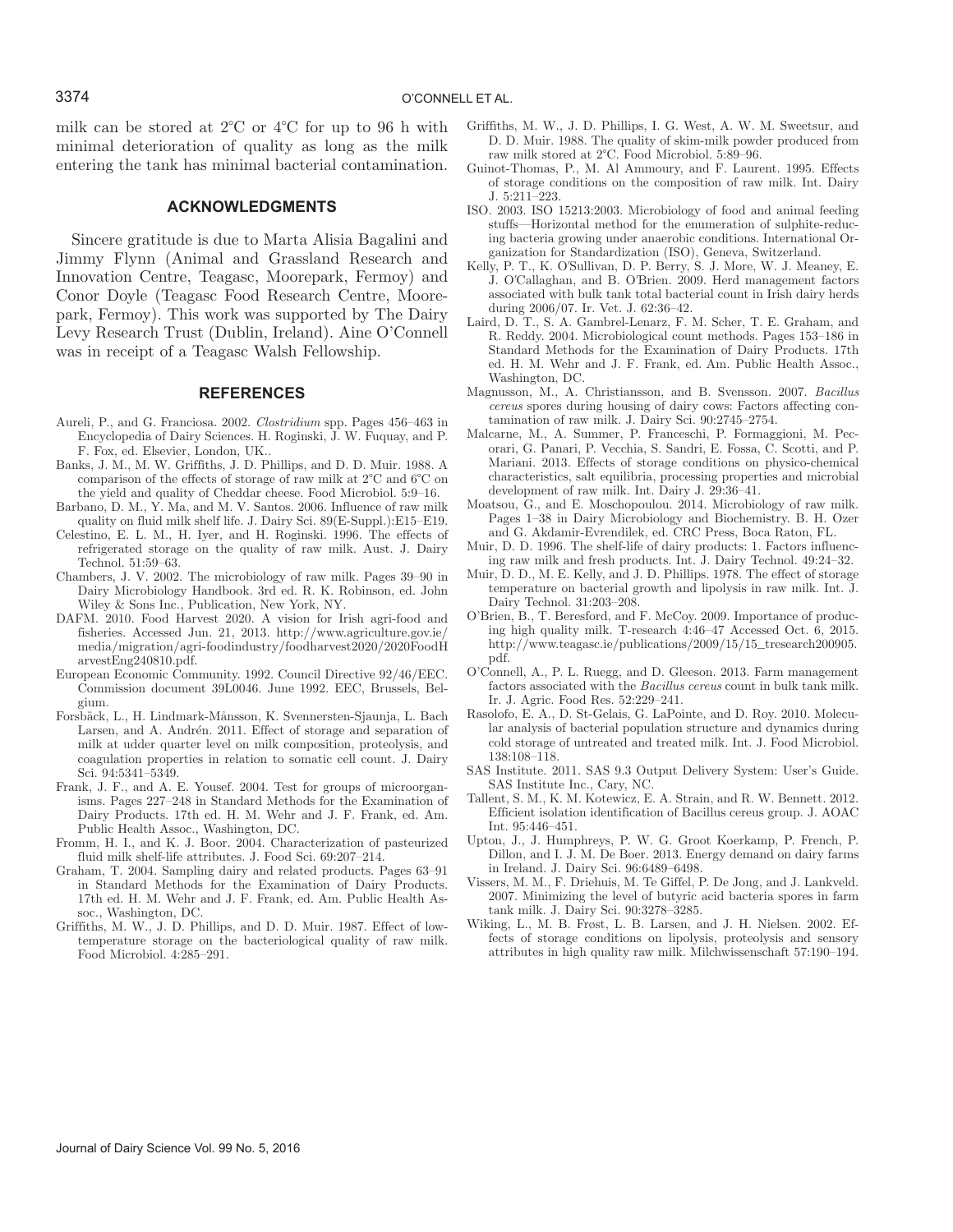milk can be stored at 2°C or 4°C for up to 96 h with minimal deterioration of quality as long as the milk entering the tank has minimal bacterial contamination.

## ACKNOWLEDGMENTS

Sincere gratitude is due to Marta Alisia Bagalini and Jimmy Flynn (Animal and Grassland Research and Innovation Centre, Teagasc, Moorepark, Fermoy) and Conor Doyle (Teagasc Food Research Centre, Moorepark, Fermoy). This work was supported by The Dairy Levy Research Trust (Dublin, Ireland). Aine O'Connell was in receipt of a Teagasc Walsh Fellowship.

## REFERENCES

Aureli, P., and G. Franciosa. 2002. *Clostridium* spp. Pages 456–463 in Encyclopedia of Dairy Sciences. H. Roginski, J. W. Fuquay, and P. F. Fox, ed. Elsevier, London, UK..

Banks, J. M., M. W. Griffiths, J. D. Phillips, and D. D. Muir. 1988. A comparison of the effects of storage of raw milk at 2°C and 6°C on the yield and quality of Cheddar cheese. Food Microbiol. 5:9–16.

Barbano, D. M., Y. Ma, and M. V. Santos. 2006. Influence of raw milk quality on fluid milk shelf life. J. Dairy Sci. 89(E-Suppl.):E15–E19.

Celestino, E. L. M., H. Iyer, and H. Roginski. 1996. The effects of refrigerated storage on the quality of raw milk. Aust. J. Dairy Technol. 51:59–63.

Chambers, J. V. 2002. The microbiology of raw milk. Pages 39–90 in Dairy Microbiology Handbook. 3rd ed. R. K. Robinson, ed. John Wiley & Sons Inc., Publication, New York, NY.

DAFM. 2010. Food Harvest 2020. A vision for Irish agri-food and fisheries. Accessed Jun. 21, 2013. http://www.agriculture.gov.ie/media/migration/agri-foodindustry/foodharvest2020/2020FoodHarvestEng240810.pdf.

European Economic Community. 1992. Council Directive 92/46/EEC. Commission document 39L0046. June 1992. EEC, Brussels, Belgium.

Forsbäck, L., H. Lindmark-Månsson, K. Svennersten-Sjaunja, L. Bach Larsen, and A. Andrén. 2011. Effect of storage and separation of milk at udder quarter level on milk composition, proteolysis, and coagulation properties in relation to somatic cell count. J. Dairy Sci. 94:5341–5349.

Frank, J. F., and A. E. Yousef. 2004. Test for groups of microorganisms. Pages 227–248 in Standard Methods for the Examination of Dairy Products. 17th ed. H. M. Wehr and J. F. Frank, ed. Am. Public Health Assoc., Washington, DC.

Fromm, H. I., and K. J. Boor. 2004. Characterization of pasteurized fluid milk shelf-life attributes. J. Food Sci. 69:207–214.

Graham, T. 2004. Sampling dairy and related products. Pages 63–91 in Standard Methods for the Examination of Dairy Products. 17th ed. H. M. Wehr and J. F. Frank, ed. Am. Public Health Assoc., Washington, DC.

Griffiths, M. W., J. D. Phillips, and D. D. Muir. 1987. Effect of low-temperature storage on the bacteriological quality of raw milk. Food Microbiol. 4:285–291.

Griffiths, M. W., J. D. Phillips, I. G. West, A. W. M. Sweetsur, and D. D. Muir. 1988. The quality of skim-milk powder produced from raw milk stored at 2°C. Food Microbiol. 5:89–96.

Guinot-Thomas, P., M. Al Ammoury, and F. Laurent. 1995. Effects of storage conditions on the composition of raw milk. Int. Dairy J. 5:211–223.

ISO. 2003. ISO 15213:2003. Microbiology of food and animal feeding stuffs—Horizontal method for the enumeration of sulphite-reducing bacteria growing under anaerobic conditions. International Organization for Standardization (ISO), Geneva, Switzerland.

Kelly, P. T., K. O'Sullivan, D. P. Berry, S. J. More, W. J. Meaney, E. J. O'Callaghan, and B. O'Brien. 2009. Herd management factors associated with bulk tank total bacterial count in Irish dairy herds during 2006/07. Ir. Vet. J. 62:36–42.

Laird, D. T., S. A. Gambrel-Lenarz, F. M. Scher, T. E. Graham, and R. Reddy. 2004. Microbiological count methods. Pages 153–186 in Standard Methods for the Examination of Dairy Products. 17th ed. H. M. Wehr and J. F. Frank, ed. Am. Public Health Assoc., Washington, DC.

Magnusson, M., A. Christiansson, and B. Svensson. 2007. *Bacillus cereus* spores during housing of dairy cows: Factors affecting contamination of raw milk. J. Dairy Sci. 90:2745–2754.

Malcarne, M., A. Summer, P. Franceschi, P. Formaggioni, M. Pecorari, G. Panari, P. Vecchia, S. Sandri, E. Fossa, C. Scotti, and P. Mariani. 2013. Effects of storage conditions on physico-chemical characteristics, salt equilibria, processing properties and microbial development of raw milk. Int. Dairy J. 29:36–41.

Moatsou, G., and E. Moschopoulou. 2014. Microbiology of raw milk. Pages 1–38 in Dairy Microbiology and Biochemistry. B. H. Ozer and G. Akdamir-Evrendilek, ed. CRC Press, Boca Raton, FL.

Muir, D. D. 1996. The shelf-life of dairy products: 1. Factors influencing raw milk and fresh products. Int. J. Dairy Technol. 49:24–32.

Muir, D. D., M. E. Kelly, and J. D. Phillips. 1978. The effect of storage temperature on bacterial growth and lipolysis in raw milk. Int. J. Dairy Technol. 31:203–208.

O'Brien, B., T. Beresford, and F. McCoy. 2009. Importance of producing high quality milk. T-research 4:46–47 Accessed Oct. 6, 2015. http://www.teagasc.ie/publications/2009/15/15_tresearch200905.pdf.

O'Connell, A., P. L. Ruegg, and D. Gleeson. 2013. Farm management factors associated with the *Bacillus cereus* count in bulk tank milk. Ir. J. Agric. Food Res. 52:229–241.

Rasolofo, E. A., D. St-Gelais, G. LaPointe, and D. Roy. 2010. Molecular analysis of bacterial population structure and dynamics during cold storage of untreated and treated milk. Int. J. Food Microbiol. 138:108–118.

SAS Institute. 2011. SAS 9.3 Output Delivery System: User's Guide. SAS Institute Inc., Cary, NC.

Tallent, S. M., K. M. Kotewicz, E. A. Strain, and R. W. Bennett. 2012. Efficient isolation identification of Bacillus cereus group. J. AOAC Int. 95:446–451.

Upton, J., J. Humphreys, P. W. G. Groot Koerkamp, P. French, P. Dillon, and I. J. M. De Boer. 2013. Energy demand on dairy farms in Ireland. J. Dairy Sci. 96:6489–6498.

Vissers, M. M., F. Driehuis, M. Te Giffel, P. De Jong, and J. Lankveld. 2007. Minimizing the level of butyric acid bacteria spores in farm tank milk. J. Dairy Sci. 90:3278–3285.

Wiking, L., M. B. Frøst, L. B. Larsen, and J. H. Nielsen. 2002. Effects of storage conditions on lipolysis, proteolysis and sensory attributes in high quality raw milk. Milchwissenschaft 57:190–194.